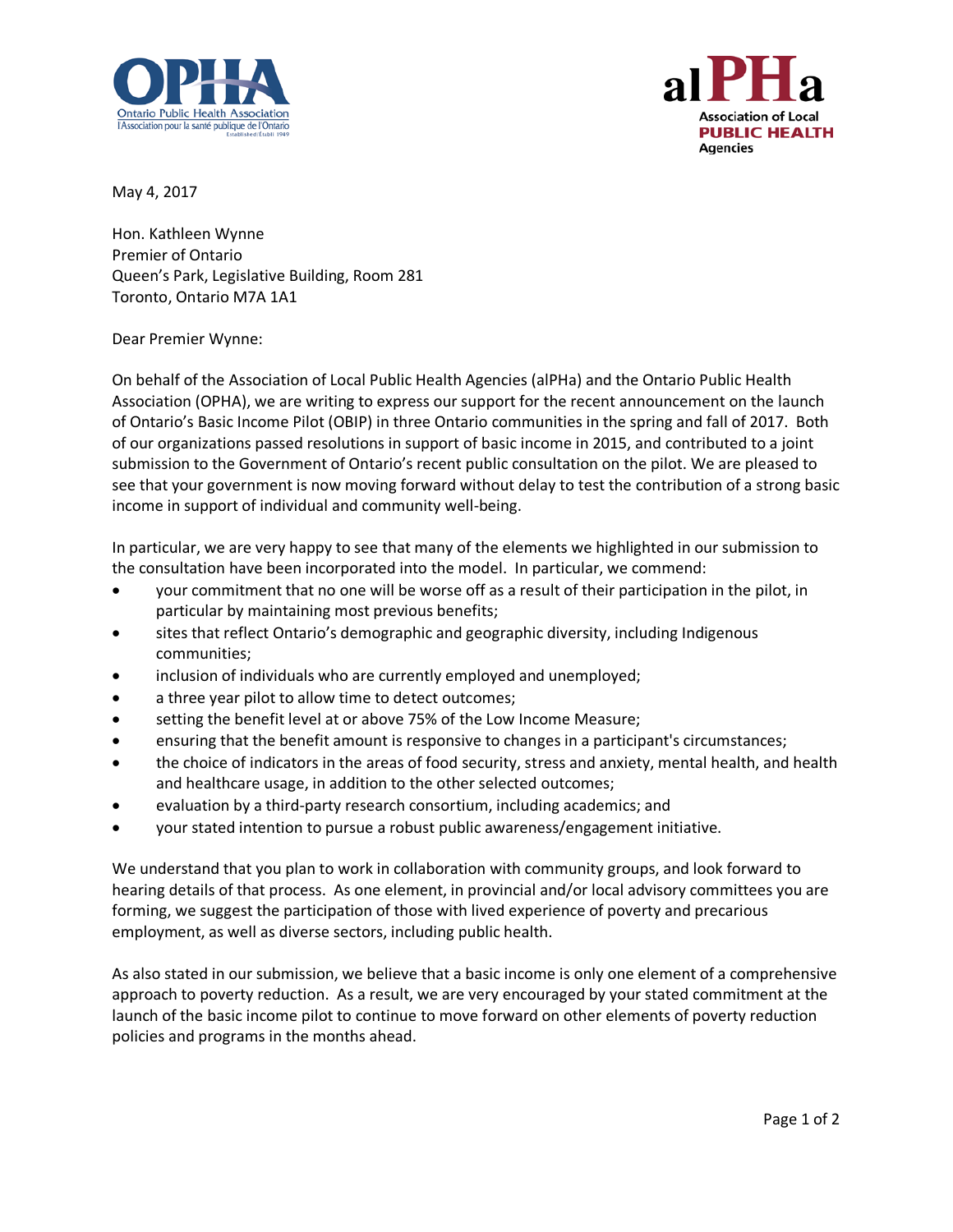OPHA
Ontario Public Health Association
l'Association pour la santé publique de l'Ontario
Established/Établi 1949

alPHa
Association of Local
PUBLIC HEALTH
Agencies

May 4, 2017

Hon. Kathleen Wynne
Premier of Ontario
Queen's Park, Legislative Building, Room 281
Toronto, Ontario M7A 1A1

Dear Premier Wynne:

On behalf of the Association of Local Public Health Agencies (alPHa) and the Ontario Public Health Association (OPHA), we are writing to express our support for the recent announcement on the launch of Ontario's Basic Income Pilot (OBIP) in three Ontario communities in the spring and fall of 2017. Both of our organizations passed resolutions in support of basic income in 2015, and contributed to a joint submission to the Government of Ontario's recent public consultation on the pilot. We are pleased to see that your government is now moving forward without delay to test the contribution of a strong basic income in support of individual and community well-being.

In particular, we are very happy to see that many of the elements we highlighted in our submission to the consultation have been incorporated into the model. In particular, we commend:

- your commitment that no one will be worse off as a result of their participation in the pilot, in particular by maintaining most previous benefits;
- sites that reflect Ontario's demographic and geographic diversity, including Indigenous communities;
- inclusion of individuals who are currently employed and unemployed;
- a three year pilot to allow time to detect outcomes;
- setting the benefit level at or above 75% of the Low Income Measure;
- ensuring that the benefit amount is responsive to changes in a participant's circumstances;
- the choice of indicators in the areas of food security, stress and anxiety, mental health, and health and healthcare usage, in addition to the other selected outcomes;
- evaluation by a third-party research consortium, including academics; and
- your stated intention to pursue a robust public awareness/engagement initiative.

We understand that you plan to work in collaboration with community groups, and look forward to hearing details of that process. As one element, in provincial and/or local advisory committees you are forming, we suggest the participation of those with lived experience of poverty and precarious employment, as well as diverse sectors, including public health.

As also stated in our submission, we believe that a basic income is only one element of a comprehensive approach to poverty reduction. As a result, we are very encouraged by your stated commitment at the launch of the basic income pilot to continue to move forward on other elements of poverty reduction policies and programs in the months ahead.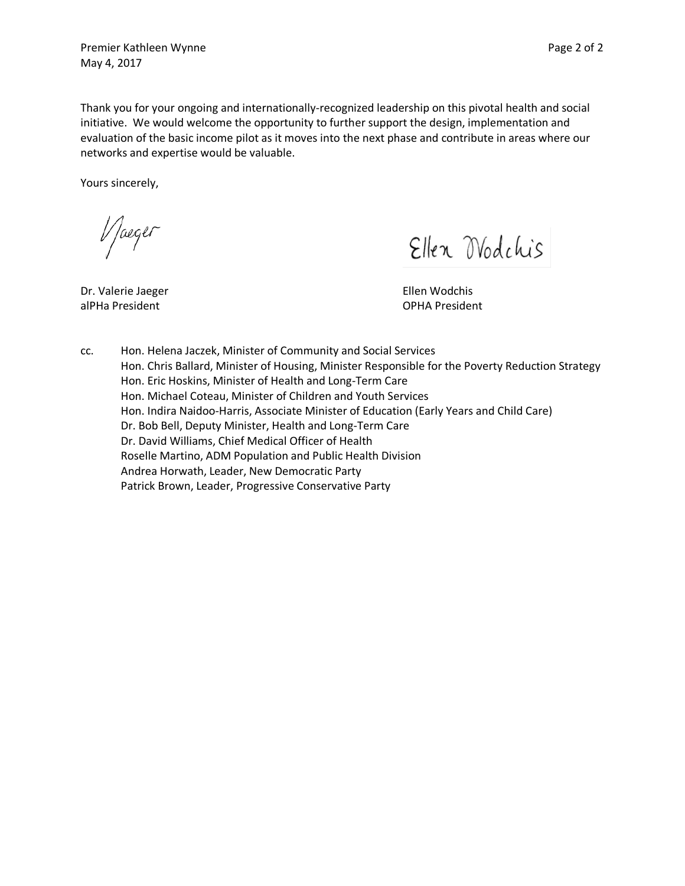Thank you for your ongoing and internationally-recognized leadership on this pivotal health and social initiative. We would welcome the opportunity to further support the design, implementation and evaluation of the basic income pilot as it moves into the next phase and contribute in areas where our networks and expertise would be valuable.

Yours sincerely,

Dr. Valerie Jaeger
alPHa President

Ellen Wodchis
OPHA President

cc. Hon. Helena Jaczek, Minister of Community and Social Services
Hon. Chris Ballard, Minister of Housing, Minister Responsible for the Poverty Reduction Strategy
Hon. Eric Hoskins, Minister of Health and Long-Term Care
Hon. Michael Coteau, Minister of Children and Youth Services
Hon. Indira Naidoo-Harris, Associate Minister of Education (Early Years and Child Care)
Dr. Bob Bell, Deputy Minister, Health and Long-Term Care
Dr. David Williams, Chief Medical Officer of Health
Roselle Martino, ADM Population and Public Health Division
Andrea Horwath, Leader, New Democratic Party
Patrick Brown, Leader, Progressive Conservative Party